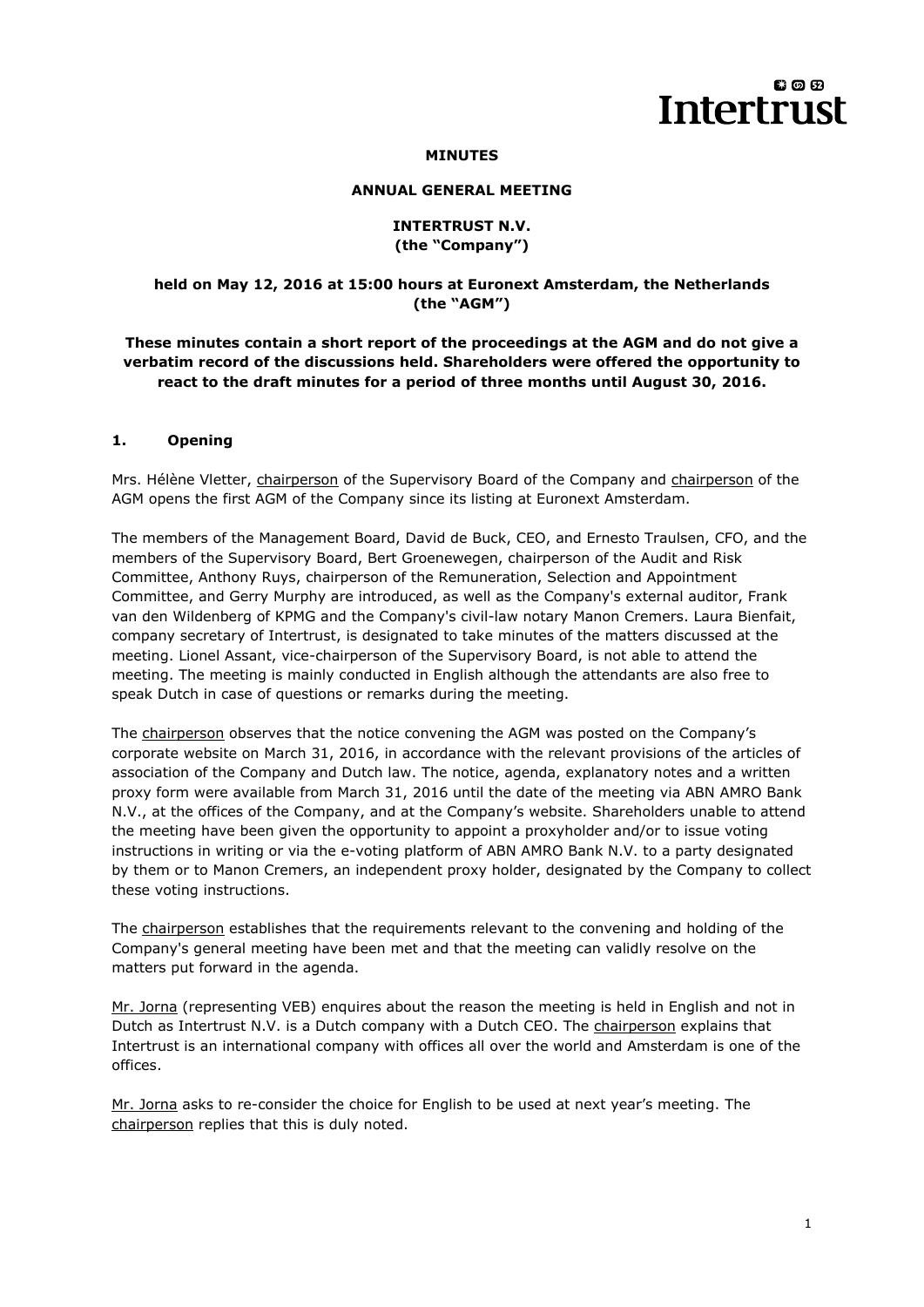**MINUTES**

**ANNUAL GENERAL MEETING**

**INTERTRUST N.V.**
**(the "Company")**

**held on May 12, 2016 at 15:00 hours at Euronext Amsterdam, the Netherlands**
**(the "AGM")**

**These minutes contain a short report of the proceedings at the AGM and do not give a verbatim record of the discussions held. Shareholders were offered the opportunity to react to the draft minutes for a period of three months until August 30, 2016.**

## 1. Opening

Mrs. Hélène Vletter, chairperson of the Supervisory Board of the Company and chairperson of the AGM opens the first AGM of the Company since its listing at Euronext Amsterdam.

The members of the Management Board, David de Buck, CEO, and Ernesto Traulsen, CFO, and the members of the Supervisory Board, Bert Groenewegen, chairperson of the Audit and Risk Committee, Anthony Ruys, chairperson of the Remuneration, Selection and Appointment Committee, and Gerry Murphy are introduced, as well as the Company's external auditor, Frank van den Wildenberg of KPMG and the Company's civil-law notary Manon Cremers. Laura Bienfait, company secretary of Intertrust, is designated to take minutes of the matters discussed at the meeting. Lionel Assant, vice-chairperson of the Supervisory Board, is not able to attend the meeting. The meeting is mainly conducted in English although the attendants are also free to speak Dutch in case of questions or remarks during the meeting.

The chairperson observes that the notice convening the AGM was posted on the Company's corporate website on March 31, 2016, in accordance with the relevant provisions of the articles of association of the Company and Dutch law. The notice, agenda, explanatory notes and a written proxy form were available from March 31, 2016 until the date of the meeting via ABN AMRO Bank N.V., at the offices of the Company, and at the Company's website. Shareholders unable to attend the meeting have been given the opportunity to appoint a proxyholder and/or to issue voting instructions in writing or via the e-voting platform of ABN AMRO Bank N.V. to a party designated by them or to Manon Cremers, an independent proxy holder, designated by the Company to collect these voting instructions.

The chairperson establishes that the requirements relevant to the convening and holding of the Company's general meeting have been met and that the meeting can validly resolve on the matters put forward in the agenda.

Mr. Jorna (representing VEB) enquires about the reason the meeting is held in English and not in Dutch as Intertrust N.V. is a Dutch company with a Dutch CEO. The chairperson explains that Intertrust is an international company with offices all over the world and Amsterdam is one of the offices.

Mr. Jorna asks to re-consider the choice for English to be used at next year's meeting. The chairperson replies that this is duly noted.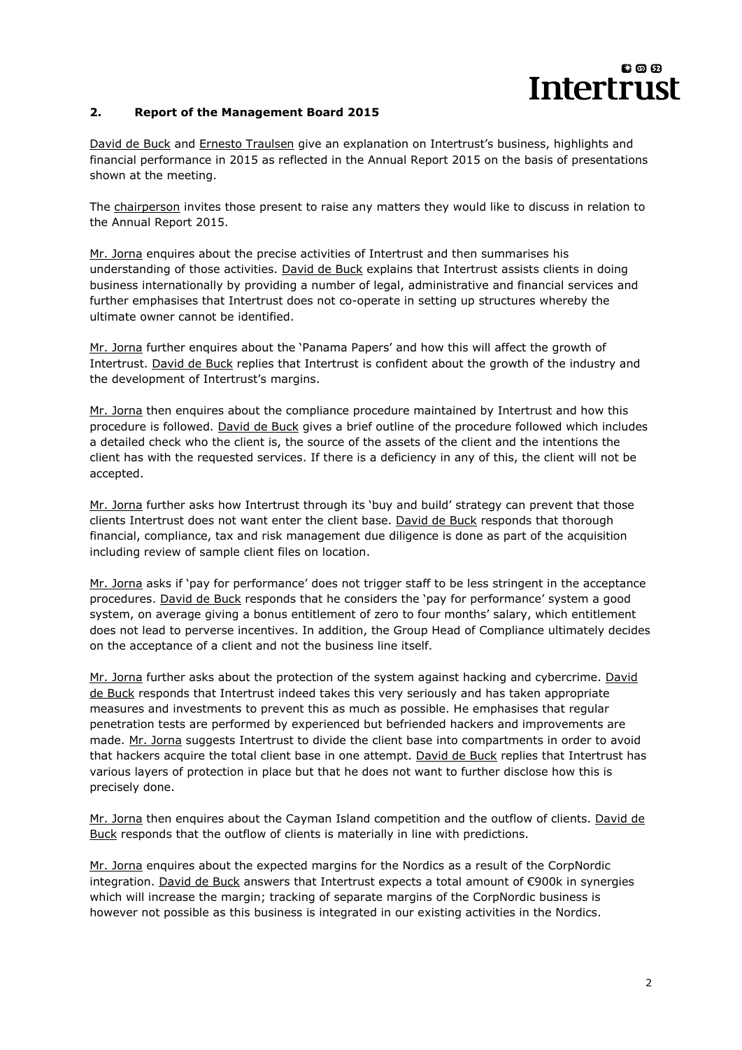## 2. Report of the Management Board 2015

David de Buck and Ernesto Traulsen give an explanation on Intertrust's business, highlights and financial performance in 2015 as reflected in the Annual Report 2015 on the basis of presentations shown at the meeting.

The chairperson invites those present to raise any matters they would like to discuss in relation to the Annual Report 2015.

Mr. Jorna enquires about the precise activities of Intertrust and then summarises his understanding of those activities. David de Buck explains that Intertrust assists clients in doing business internationally by providing a number of legal, administrative and financial services and further emphasises that Intertrust does not co-operate in setting up structures whereby the ultimate owner cannot be identified.

Mr. Jorna further enquires about the 'Panama Papers' and how this will affect the growth of Intertrust. David de Buck replies that Intertrust is confident about the growth of the industry and the development of Intertrust's margins.

Mr. Jorna then enquires about the compliance procedure maintained by Intertrust and how this procedure is followed. David de Buck gives a brief outline of the procedure followed which includes a detailed check who the client is, the source of the assets of the client and the intentions the client has with the requested services. If there is a deficiency in any of this, the client will not be accepted.

Mr. Jorna further asks how Intertrust through its 'buy and build' strategy can prevent that those clients Intertrust does not want enter the client base. David de Buck responds that thorough financial, compliance, tax and risk management due diligence is done as part of the acquisition including review of sample client files on location.

Mr. Jorna asks if 'pay for performance' does not trigger staff to be less stringent in the acceptance procedures. David de Buck responds that he considers the 'pay for performance' system a good system, on average giving a bonus entitlement of zero to four months' salary, which entitlement does not lead to perverse incentives. In addition, the Group Head of Compliance ultimately decides on the acceptance of a client and not the business line itself.

Mr. Jorna further asks about the protection of the system against hacking and cybercrime. David de Buck responds that Intertrust indeed takes this very seriously and has taken appropriate measures and investments to prevent this as much as possible. He emphasises that regular penetration tests are performed by experienced but befriended hackers and improvements are made. Mr. Jorna suggests Intertrust to divide the client base into compartments in order to avoid that hackers acquire the total client base in one attempt. David de Buck replies that Intertrust has various layers of protection in place but that he does not want to further disclose how this is precisely done.

Mr. Jorna then enquires about the Cayman Island competition and the outflow of clients. David de Buck responds that the outflow of clients is materially in line with predictions.

Mr. Jorna enquires about the expected margins for the Nordics as a result of the CorpNordic integration. David de Buck answers that Intertrust expects a total amount of €900k in synergies which will increase the margin; tracking of separate margins of the CorpNordic business is however not possible as this business is integrated in our existing activities in the Nordics.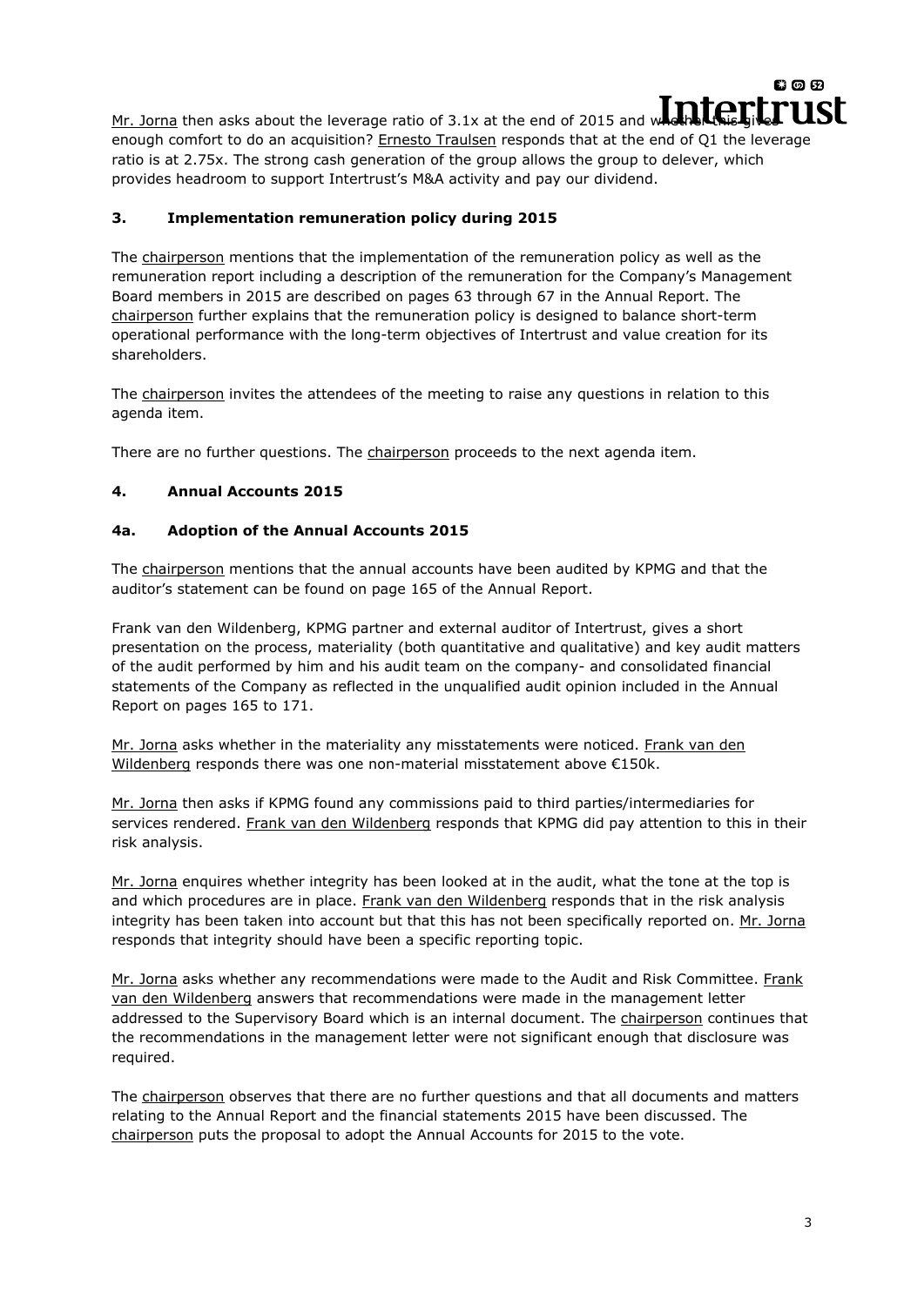Mr. Jorna then asks about the leverage ratio of 3.1x at the end of 2015 and whether this gives enough comfort to do an acquisition? Ernesto Traulsen responds that at the end of Q1 the leverage ratio is at 2.75x. The strong cash generation of the group allows the group to delever, which provides headroom to support Intertrust's M&A activity and pay our dividend.

### 3. Implementation remuneration policy during 2015

The chairperson mentions that the implementation of the remuneration policy as well as the remuneration report including a description of the remuneration for the Company's Management Board members in 2015 are described on pages 63 through 67 in the Annual Report. The chairperson further explains that the remuneration policy is designed to balance short-term operational performance with the long-term objectives of Intertrust and value creation for its shareholders.

The chairperson invites the attendees of the meeting to raise any questions in relation to this agenda item.

There are no further questions. The chairperson proceeds to the next agenda item.

### 4. Annual Accounts 2015

### 4a. Adoption of the Annual Accounts 2015

The chairperson mentions that the annual accounts have been audited by KPMG and that the auditor's statement can be found on page 165 of the Annual Report.

Frank van den Wildenberg, KPMG partner and external auditor of Intertrust, gives a short presentation on the process, materiality (both quantitative and qualitative) and key audit matters of the audit performed by him and his audit team on the company- and consolidated financial statements of the Company as reflected in the unqualified audit opinion included in the Annual Report on pages 165 to 171.

Mr. Jorna asks whether in the materiality any misstatements were noticed. Frank van den Wildenberg responds there was one non-material misstatement above €150k.

Mr. Jorna then asks if KPMG found any commissions paid to third parties/intermediaries for services rendered. Frank van den Wildenberg responds that KPMG did pay attention to this in their risk analysis.

Mr. Jorna enquires whether integrity has been looked at in the audit, what the tone at the top is and which procedures are in place. Frank van den Wildenberg responds that in the risk analysis integrity has been taken into account but that this has not been specifically reported on. Mr. Jorna responds that integrity should have been a specific reporting topic.

Mr. Jorna asks whether any recommendations were made to the Audit and Risk Committee. Frank van den Wildenberg answers that recommendations were made in the management letter addressed to the Supervisory Board which is an internal document. The chairperson continues that the recommendations in the management letter were not significant enough that disclosure was required.

The chairperson observes that there are no further questions and that all documents and matters relating to the Annual Report and the financial statements 2015 have been discussed. The chairperson puts the proposal to adopt the Annual Accounts for 2015 to the vote.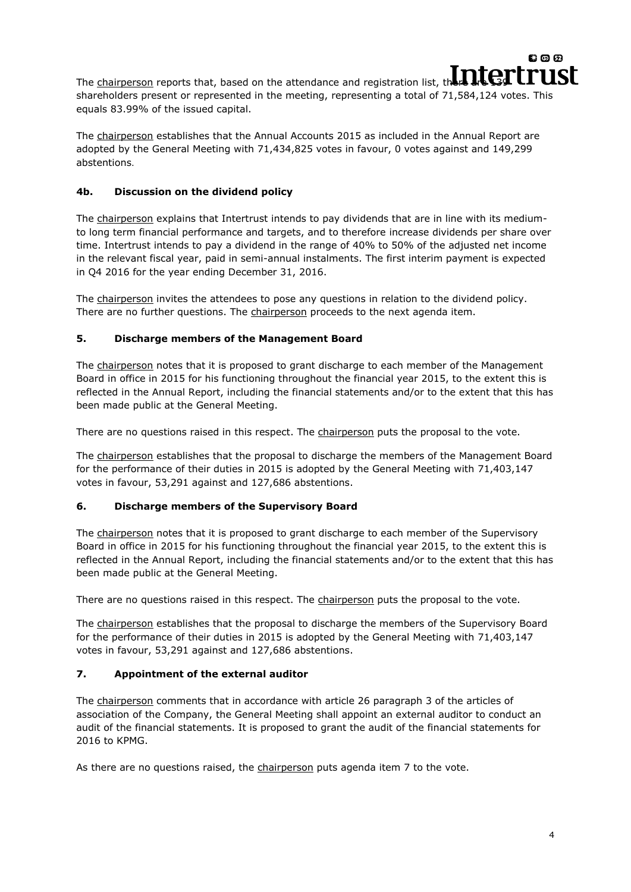The chairperson reports that, based on the attendance and registration list, there are 139 shareholders present or represented in the meeting, representing a total of 71,584,124 votes. This equals 83.99% of the issued capital.

The chairperson establishes that the Annual Accounts 2015 as included in the Annual Report are adopted by the General Meeting with 71,434,825 votes in favour, 0 votes against and 149,299 abstentions.

### 4b. Discussion on the dividend policy

The chairperson explains that Intertrust intends to pay dividends that are in line with its medium-to long term financial performance and targets, and to therefore increase dividends per share over time. Intertrust intends to pay a dividend in the range of 40% to 50% of the adjusted net income in the relevant fiscal year, paid in semi-annual instalments. The first interim payment is expected in Q4 2016 for the year ending December 31, 2016.

The chairperson invites the attendees to pose any questions in relation to the dividend policy. There are no further questions. The chairperson proceeds to the next agenda item.

### 5. Discharge members of the Management Board

The chairperson notes that it is proposed to grant discharge to each member of the Management Board in office in 2015 for his functioning throughout the financial year 2015, to the extent this is reflected in the Annual Report, including the financial statements and/or to the extent that this has been made public at the General Meeting.

There are no questions raised in this respect. The chairperson puts the proposal to the vote.

The chairperson establishes that the proposal to discharge the members of the Management Board for the performance of their duties in 2015 is adopted by the General Meeting with 71,403,147 votes in favour, 53,291 against and 127,686 abstentions.

### 6. Discharge members of the Supervisory Board

The chairperson notes that it is proposed to grant discharge to each member of the Supervisory Board in office in 2015 for his functioning throughout the financial year 2015, to the extent this is reflected in the Annual Report, including the financial statements and/or to the extent that this has been made public at the General Meeting.

There are no questions raised in this respect. The chairperson puts the proposal to the vote.

The chairperson establishes that the proposal to discharge the members of the Supervisory Board for the performance of their duties in 2015 is adopted by the General Meeting with 71,403,147 votes in favour, 53,291 against and 127,686 abstentions.

### 7. Appointment of the external auditor

The chairperson comments that in accordance with article 26 paragraph 3 of the articles of association of the Company, the General Meeting shall appoint an external auditor to conduct an audit of the financial statements. It is proposed to grant the audit of the financial statements for 2016 to KPMG.

As there are no questions raised, the chairperson puts agenda item 7 to the vote.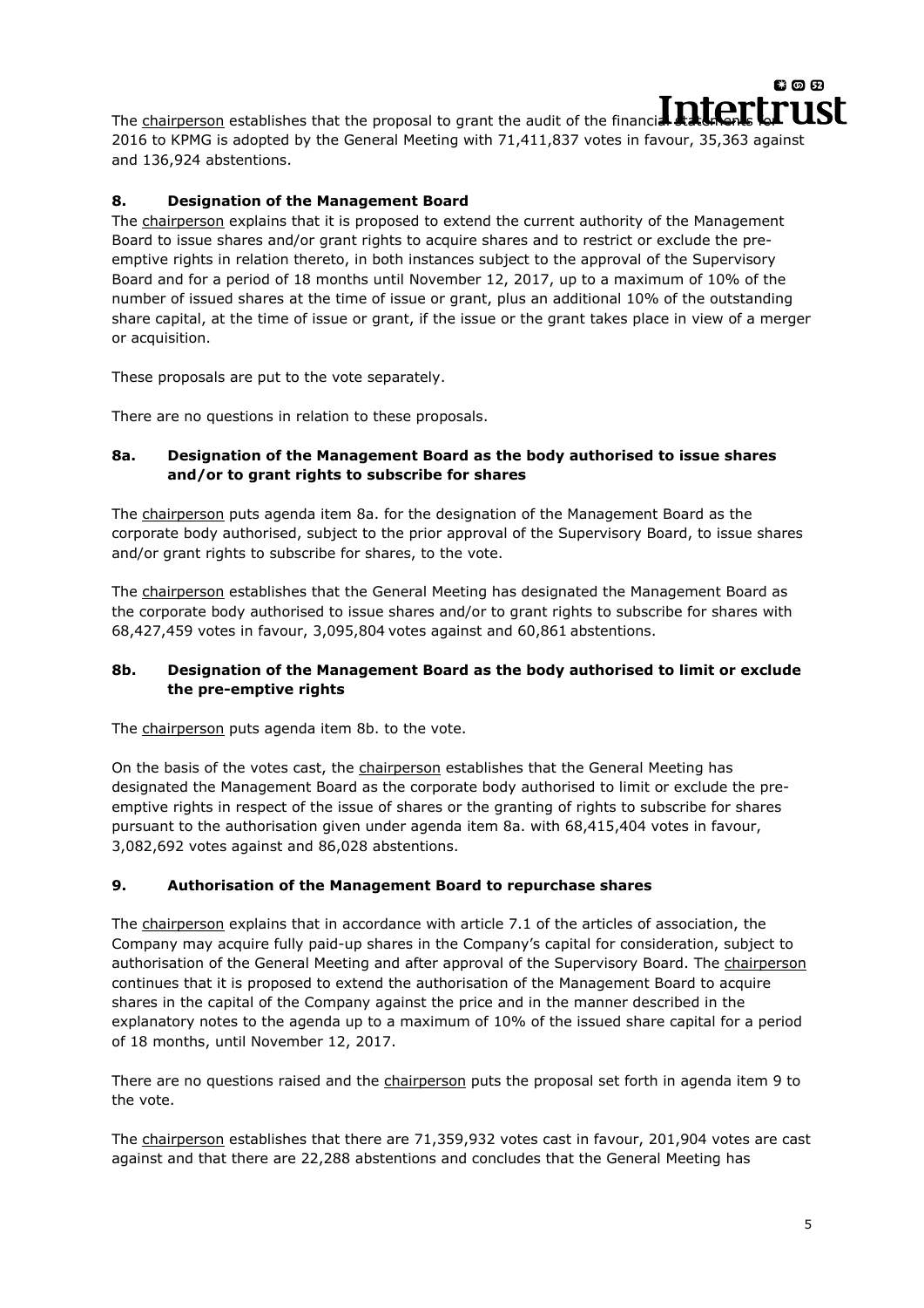The chairperson establishes that the proposal to grant the audit of the financial statements for 2016 to KPMG is adopted by the General Meeting with 71,411,837 votes in favour, 35,363 against and 136,924 abstentions.

## 8. Designation of the Management Board

The chairperson explains that it is proposed to extend the current authority of the Management Board to issue shares and/or grant rights to acquire shares and to restrict or exclude the pre-emptive rights in relation thereto, in both instances subject to the approval of the Supervisory Board and for a period of 18 months until November 12, 2017, up to a maximum of 10% of the number of issued shares at the time of issue or grant, plus an additional 10% of the outstanding share capital, at the time of issue or grant, if the issue or the grant takes place in view of a merger or acquisition.

These proposals are put to the vote separately.

There are no questions in relation to these proposals.

### 8a. Designation of the Management Board as the body authorised to issue shares and/or to grant rights to subscribe for shares

The chairperson puts agenda item 8a. for the designation of the Management Board as the corporate body authorised, subject to the prior approval of the Supervisory Board, to issue shares and/or grant rights to subscribe for shares, to the vote.

The chairperson establishes that the General Meeting has designated the Management Board as the corporate body authorised to issue shares and/or to grant rights to subscribe for shares with 68,427,459 votes in favour, 3,095,804 votes against and 60,861 abstentions.

### 8b. Designation of the Management Board as the body authorised to limit or exclude the pre-emptive rights

The chairperson puts agenda item 8b. to the vote.

On the basis of the votes cast, the chairperson establishes that the General Meeting has designated the Management Board as the corporate body authorised to limit or exclude the pre-emptive rights in respect of the issue of shares or the granting of rights to subscribe for shares pursuant to the authorisation given under agenda item 8a. with 68,415,404 votes in favour, 3,082,692 votes against and 86,028 abstentions.

## 9. Authorisation of the Management Board to repurchase shares

The chairperson explains that in accordance with article 7.1 of the articles of association, the Company may acquire fully paid-up shares in the Company's capital for consideration, subject to authorisation of the General Meeting and after approval of the Supervisory Board. The chairperson continues that it is proposed to extend the authorisation of the Management Board to acquire shares in the capital of the Company against the price and in the manner described in the explanatory notes to the agenda up to a maximum of 10% of the issued share capital for a period of 18 months, until November 12, 2017.

There are no questions raised and the chairperson puts the proposal set forth in agenda item 9 to the vote.

The chairperson establishes that there are 71,359,932 votes cast in favour, 201,904 votes are cast against and that there are 22,288 abstentions and concludes that the General Meeting has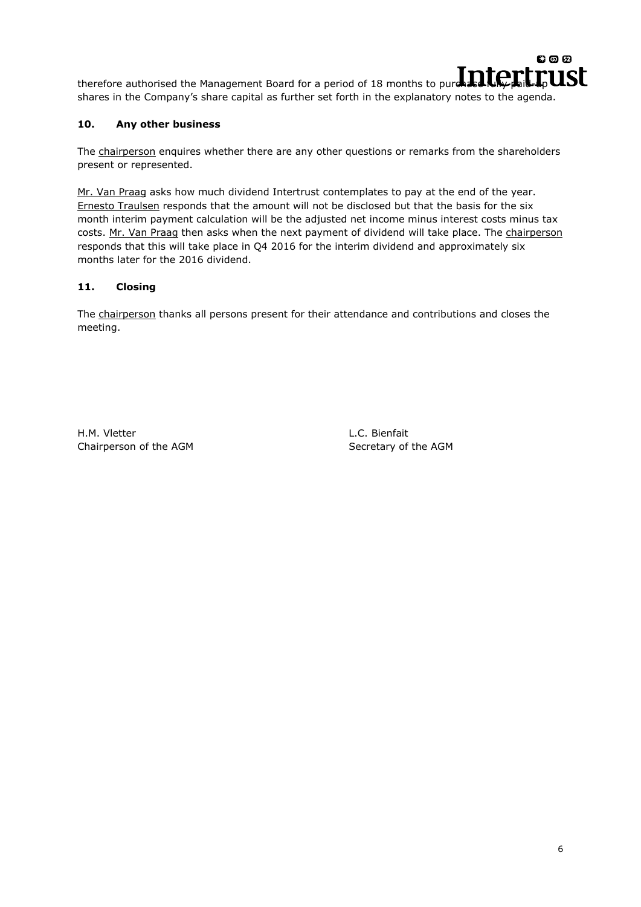therefore authorised the Management Board for a period of 18 months to purchase fully paid-up shares in the Company's share capital as further set forth in the explanatory notes to the agenda.

**10. Any other business**

The chairperson enquires whether there are any other questions or remarks from the shareholders present or represented.

Mr. Van Praag asks how much dividend Intertrust contemplates to pay at the end of the year. Ernesto Traulsen responds that the amount will not be disclosed but that the basis for the six month interim payment calculation will be the adjusted net income minus interest costs minus tax costs. Mr. Van Praag then asks when the next payment of dividend will take place. The chairperson responds that this will take place in Q4 2016 for the interim dividend and approximately six months later for the 2016 dividend.

**11. Closing**

The chairperson thanks all persons present for their attendance and contributions and closes the meeting.

H.M. Vletter
Chairperson of the AGM

L.C. Bienfait
Secretary of the AGM